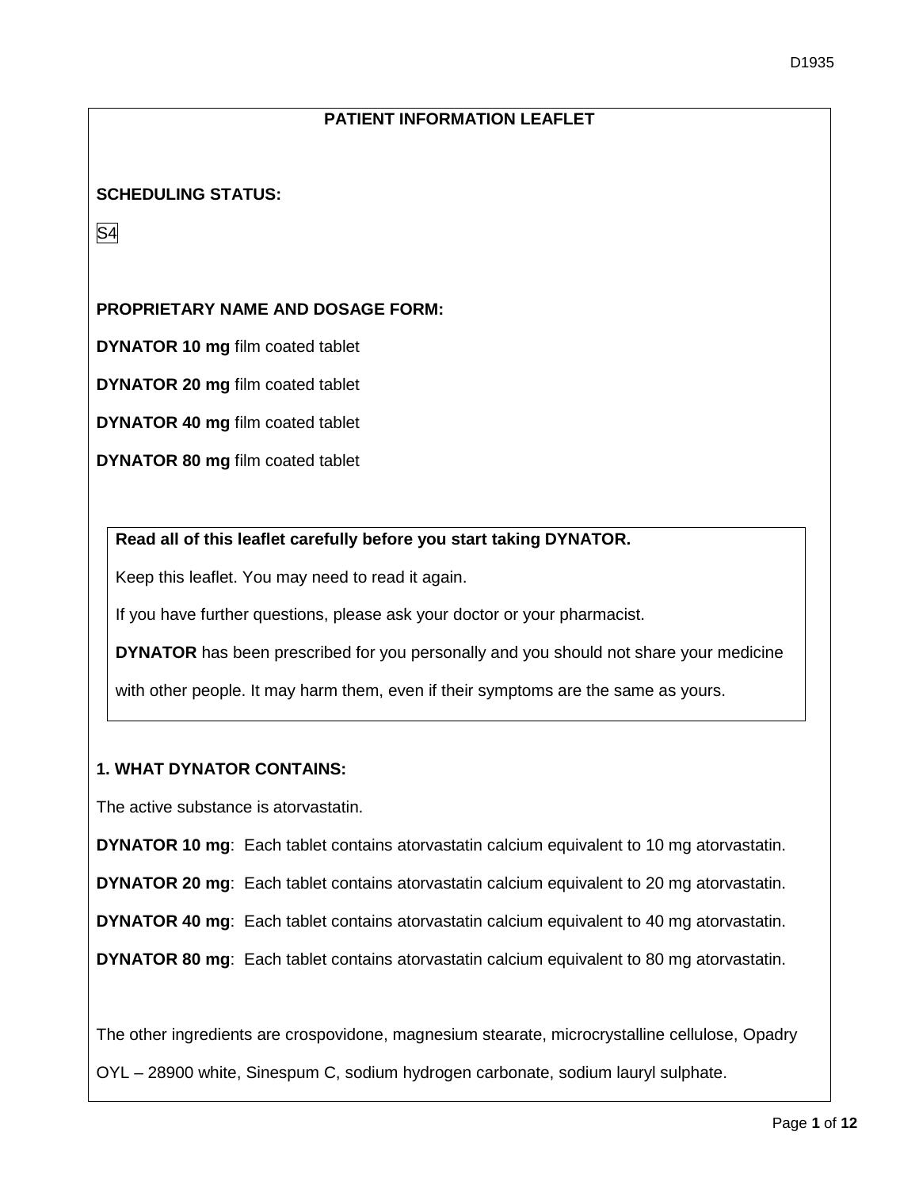# PATIENT INFORMATION LEAFLET

**SCHEDULING STATUS:**

S4

**PROPRIETARY NAME AND DOSAGE FORM:**

**DYNATOR 10 mg** film coated tablet

**DYNATOR 20 mg** film coated tablet

**DYNATOR 40 mg** film coated tablet

**DYNATOR 80 mg** film coated tablet

**Read all of this leaflet carefully before you start taking DYNATOR.**

Keep this leaflet. You may need to read it again.

If you have further questions, please ask your doctor or your pharmacist.

**DYNATOR** has been prescribed for you personally and you should not share your medicine with other people. It may harm them, even if their symptoms are the same as yours.

## 1. WHAT DYNATOR CONTAINS:

The active substance is atorvastatin.

**DYNATOR 10 mg**: Each tablet contains atorvastatin calcium equivalent to 10 mg atorvastatin.

**DYNATOR 20 mg**: Each tablet contains atorvastatin calcium equivalent to 20 mg atorvastatin.

**DYNATOR 40 mg**: Each tablet contains atorvastatin calcium equivalent to 40 mg atorvastatin.

**DYNATOR 80 mg**: Each tablet contains atorvastatin calcium equivalent to 80 mg atorvastatin.

The other ingredients are crospovidone, magnesium stearate, microcrystalline cellulose, Opadry OYL – 28900 white, Sinespum C, sodium hydrogen carbonate, sodium lauryl sulphate.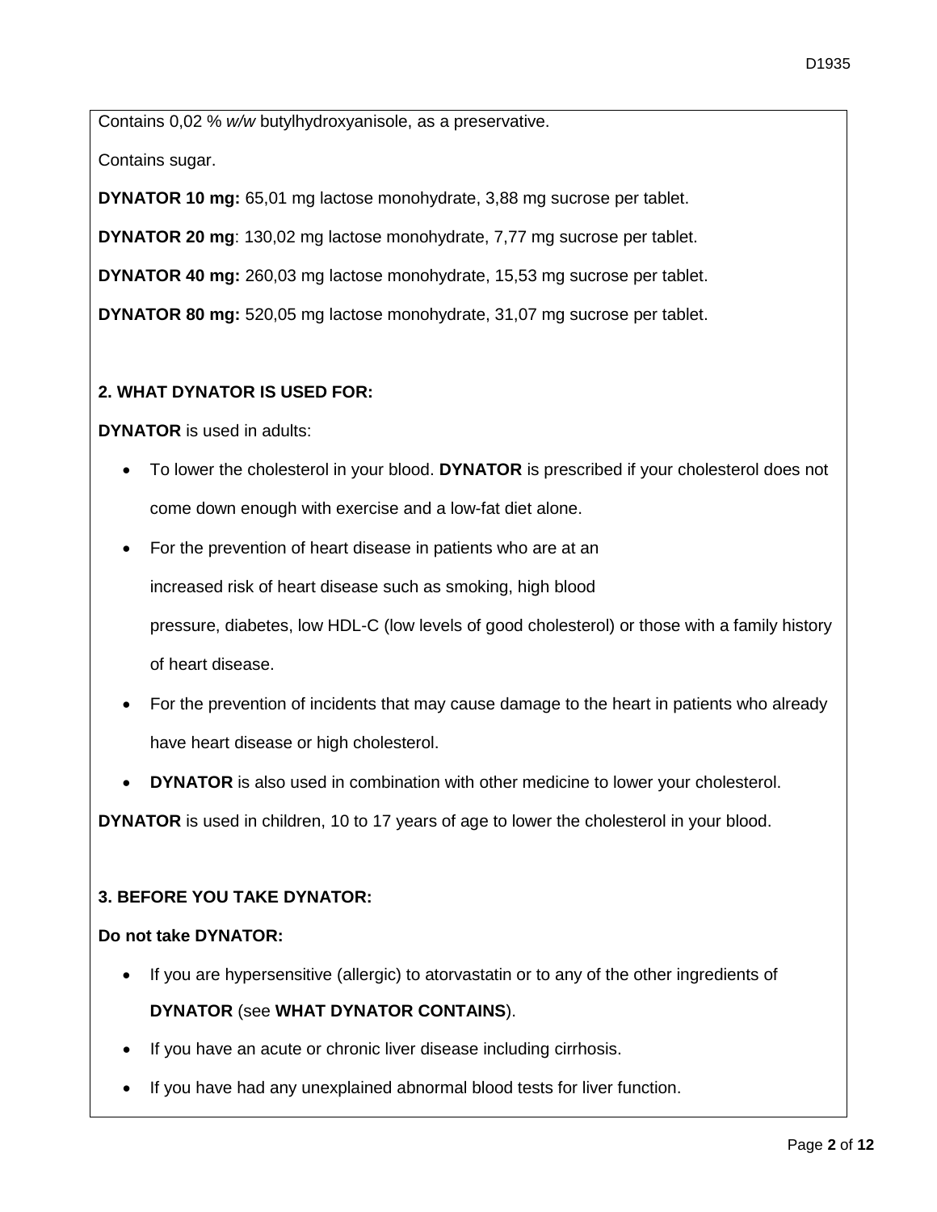Contains 0,02 % *w/w* butylhydroxyanisole, as a preservative.

Contains sugar.

**DYNATOR 10 mg:** 65,01 mg lactose monohydrate, 3,88 mg sucrose per tablet.

**DYNATOR 20 mg**: 130,02 mg lactose monohydrate, 7,77 mg sucrose per tablet.

**DYNATOR 40 mg:** 260,03 mg lactose monohydrate, 15,53 mg sucrose per tablet.

**DYNATOR 80 mg:** 520,05 mg lactose monohydrate, 31,07 mg sucrose per tablet.

**2. WHAT DYNATOR IS USED FOR:**

**DYNATOR** is used in adults:

- To lower the cholesterol in your blood. **DYNATOR** is prescribed if your cholesterol does not come down enough with exercise and a low-fat diet alone.
- For the prevention of heart disease in patients who are at an increased risk of heart disease such as smoking, high blood pressure, diabetes, low HDL-C (low levels of good cholesterol) or those with a family history of heart disease.
- For the prevention of incidents that may cause damage to the heart in patients who already have heart disease or high cholesterol.
- **DYNATOR** is also used in combination with other medicine to lower your cholesterol.

**DYNATOR** is used in children, 10 to 17 years of age to lower the cholesterol in your blood.

**3. BEFORE YOU TAKE DYNATOR:**

**Do not take DYNATOR:**

- If you are hypersensitive (allergic) to atorvastatin or to any of the other ingredients of **DYNATOR** (see **WHAT DYNATOR CONTAINS**).
- If you have an acute or chronic liver disease including cirrhosis.
- If you have had any unexplained abnormal blood tests for liver function.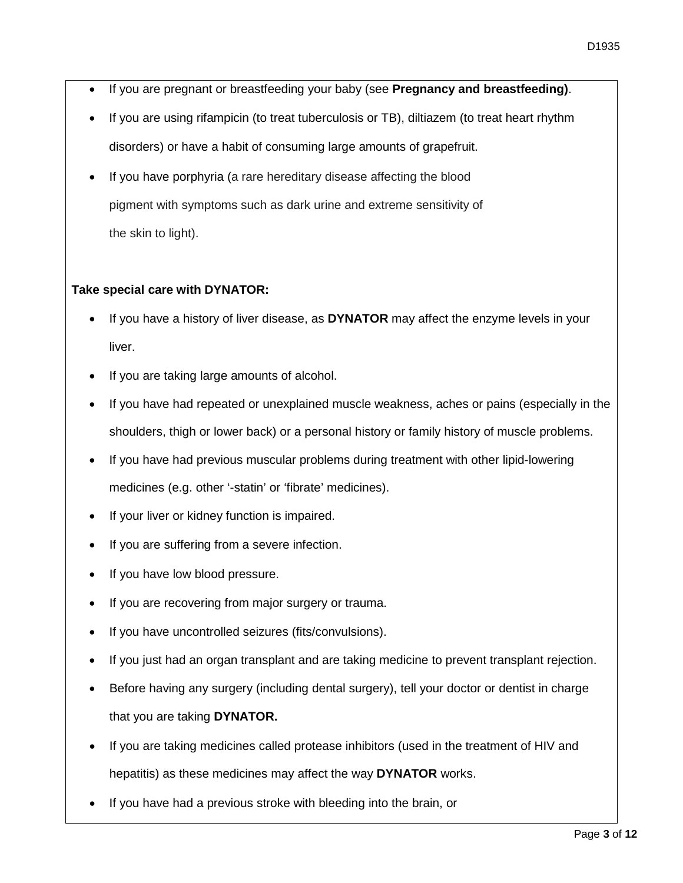- If you are pregnant or breastfeeding your baby (see **Pregnancy and breastfeeding)**.
- If you are using rifampicin (to treat tuberculosis or TB), diltiazem (to treat heart rhythm disorders) or have a habit of consuming large amounts of grapefruit.
- If you have porphyria (a rare hereditary disease affecting the blood pigment with symptoms such as dark urine and extreme sensitivity of the skin to light).

**Take special care with DYNATOR:**

- If you have a history of liver disease, as **DYNATOR** may affect the enzyme levels in your liver.
- If you are taking large amounts of alcohol.
- If you have had repeated or unexplained muscle weakness, aches or pains (especially in the shoulders, thigh or lower back) or a personal history or family history of muscle problems.
- If you have had previous muscular problems during treatment with other lipid-lowering medicines (e.g. other '-statin' or 'fibrate' medicines).
- If your liver or kidney function is impaired.
- If you are suffering from a severe infection.
- If you have low blood pressure.
- If you are recovering from major surgery or trauma.
- If you have uncontrolled seizures (fits/convulsions).
- If you just had an organ transplant and are taking medicine to prevent transplant rejection.
- Before having any surgery (including dental surgery), tell your doctor or dentist in charge that you are taking **DYNATOR.**
- If you are taking medicines called protease inhibitors (used in the treatment of HIV and hepatitis) as these medicines may affect the way **DYNATOR** works.
- If you have had a previous stroke with bleeding into the brain, or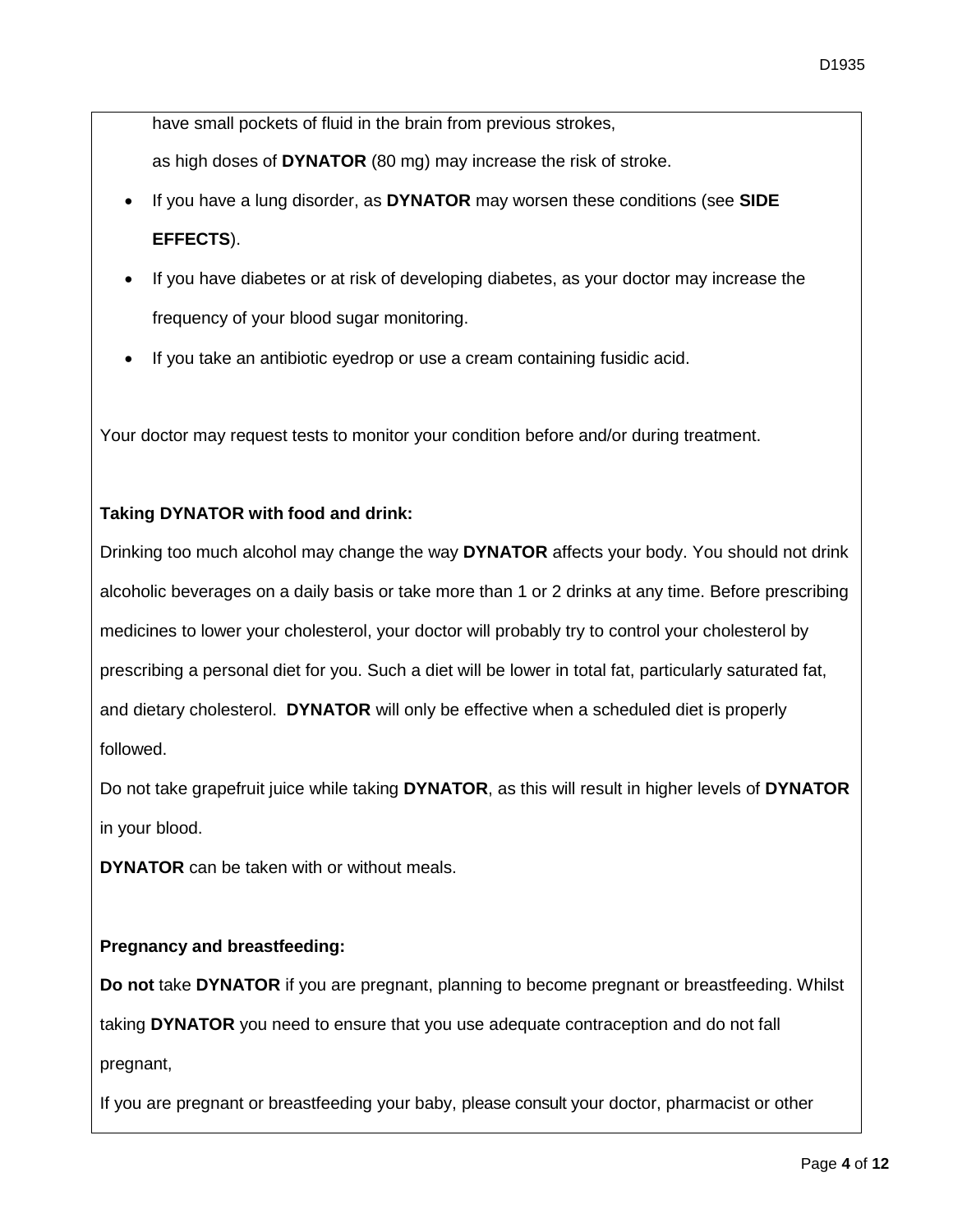have small pockets of fluid in the brain from previous strokes,

as high doses of **DYNATOR** (80 mg) may increase the risk of stroke.

- If you have a lung disorder, as **DYNATOR** may worsen these conditions (see **SIDE EFFECTS**).
- If you have diabetes or at risk of developing diabetes, as your doctor may increase the frequency of your blood sugar monitoring.
- If you take an antibiotic eyedrop or use a cream containing fusidic acid.

Your doctor may request tests to monitor your condition before and/or during treatment.

**Taking DYNATOR with food and drink:**

Drinking too much alcohol may change the way **DYNATOR** affects your body. You should not drink alcoholic beverages on a daily basis or take more than 1 or 2 drinks at any time. Before prescribing medicines to lower your cholesterol, your doctor will probably try to control your cholesterol by prescribing a personal diet for you. Such a diet will be lower in total fat, particularly saturated fat, and dietary cholesterol. **DYNATOR** will only be effective when a scheduled diet is properly followed.

Do not take grapefruit juice while taking **DYNATOR**, as this will result in higher levels of **DYNATOR** in your blood.

**DYNATOR** can be taken with or without meals.

**Pregnancy and breastfeeding:**

**Do not** take **DYNATOR** if you are pregnant, planning to become pregnant or breastfeeding. Whilst taking **DYNATOR** you need to ensure that you use adequate contraception and do not fall pregnant,

If you are pregnant or breastfeeding your baby, please consult your doctor, pharmacist or other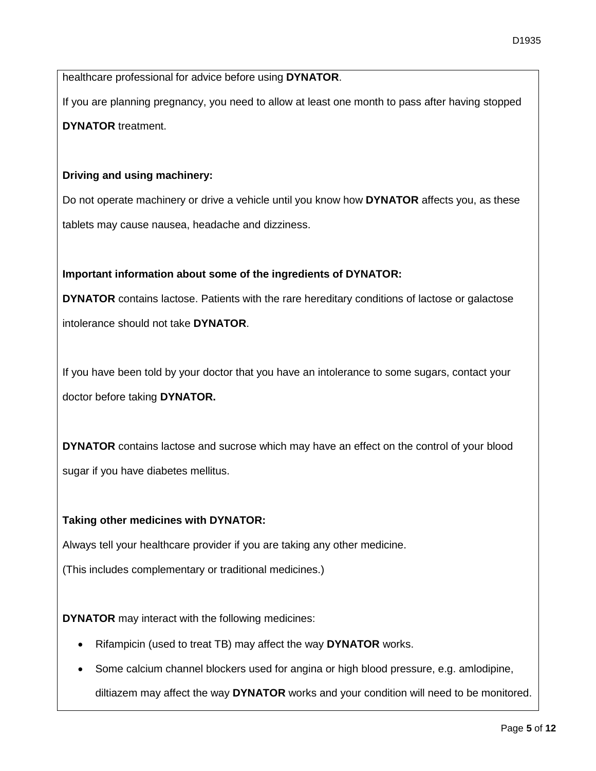healthcare professional for advice before using **DYNATOR**.

If you are planning pregnancy, you need to allow at least one month to pass after having stopped **DYNATOR** treatment.

**Driving and using machinery:**

Do not operate machinery or drive a vehicle until you know how **DYNATOR** affects you, as these tablets may cause nausea, headache and dizziness.

**Important information about some of the ingredients of DYNATOR:**

**DYNATOR** contains lactose. Patients with the rare hereditary conditions of lactose or galactose intolerance should not take **DYNATOR**.

If you have been told by your doctor that you have an intolerance to some sugars, contact your doctor before taking **DYNATOR.**

**DYNATOR** contains lactose and sucrose which may have an effect on the control of your blood sugar if you have diabetes mellitus.

**Taking other medicines with DYNATOR:**

Always tell your healthcare provider if you are taking any other medicine.

(This includes complementary or traditional medicines.)

**DYNATOR** may interact with the following medicines:

- Rifampicin (used to treat TB) may affect the way **DYNATOR** works.
- Some calcium channel blockers used for angina or high blood pressure, e.g. amlodipine, diltiazem may affect the way **DYNATOR** works and your condition will need to be monitored.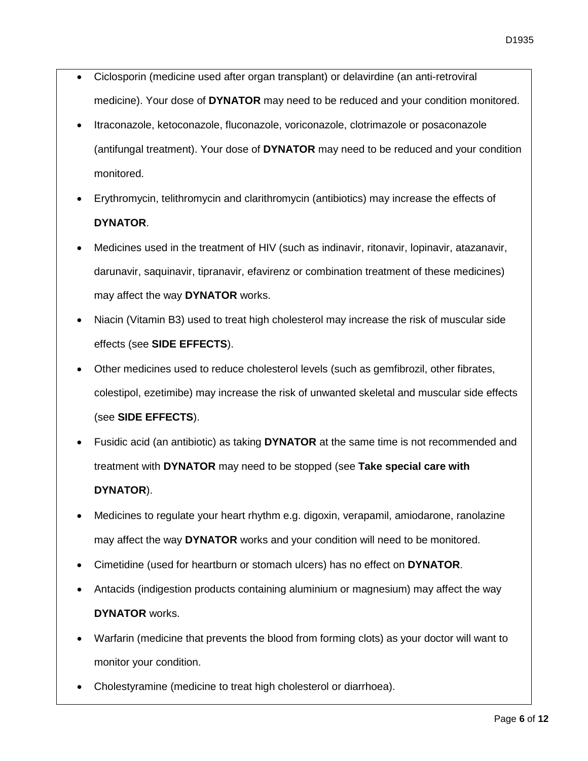- Ciclosporin (medicine used after organ transplant) or delavirdine (an anti-retroviral medicine). Your dose of **DYNATOR** may need to be reduced and your condition monitored.
- Itraconazole, ketoconazole, fluconazole, voriconazole, clotrimazole or posaconazole (antifungal treatment). Your dose of **DYNATOR** may need to be reduced and your condition monitored.
- Erythromycin, telithromycin and clarithromycin (antibiotics) may increase the effects of **DYNATOR**.
- Medicines used in the treatment of HIV (such as indinavir, ritonavir, lopinavir, atazanavir, darunavir, saquinavir, tipranavir, efavirenz or combination treatment of these medicines) may affect the way **DYNATOR** works.
- Niacin (Vitamin B3) used to treat high cholesterol may increase the risk of muscular side effects (see **SIDE EFFECTS**).
- Other medicines used to reduce cholesterol levels (such as gemfibrozil, other fibrates, colestipol, ezetimibe) may increase the risk of unwanted skeletal and muscular side effects (see **SIDE EFFECTS**).
- Fusidic acid (an antibiotic) as taking **DYNATOR** at the same time is not recommended and treatment with **DYNATOR** may need to be stopped (see **Take special care with DYNATOR**).
- Medicines to regulate your heart rhythm e.g. digoxin, verapamil, amiodarone, ranolazine may affect the way **DYNATOR** works and your condition will need to be monitored.
- Cimetidine (used for heartburn or stomach ulcers) has no effect on **DYNATOR**.
- Antacids (indigestion products containing aluminium or magnesium) may affect the way **DYNATOR** works.
- Warfarin (medicine that prevents the blood from forming clots) as your doctor will want to monitor your condition.
- Cholestyramine (medicine to treat high cholesterol or diarrhoea).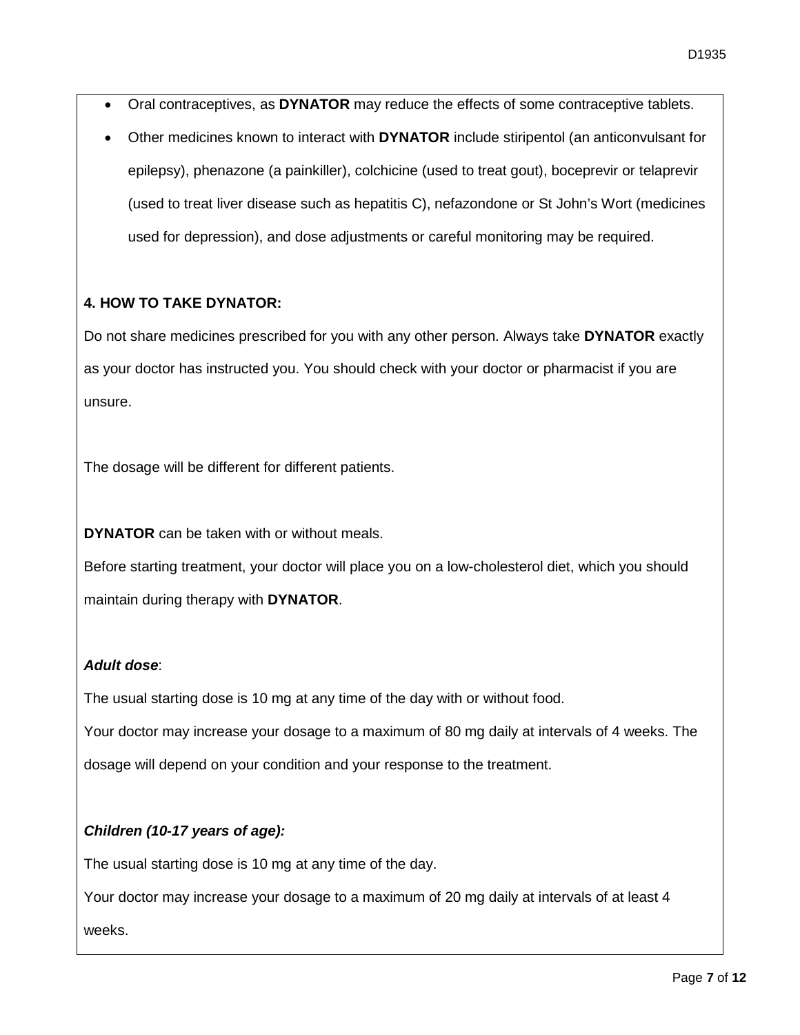- Oral contraceptives, as **DYNATOR** may reduce the effects of some contraceptive tablets.
- Other medicines known to interact with **DYNATOR** include stiripentol (an anticonvulsant for epilepsy), phenazone (a painkiller), colchicine (used to treat gout), boceprevir or telaprevir (used to treat liver disease such as hepatitis C), nefazondone or St John's Wort (medicines used for depression), and dose adjustments or careful monitoring may be required.

**4. HOW TO TAKE DYNATOR:**

Do not share medicines prescribed for you with any other person. Always take **DYNATOR** exactly as your doctor has instructed you. You should check with your doctor or pharmacist if you are unsure.

The dosage will be different for different patients.

**DYNATOR** can be taken with or without meals.

Before starting treatment, your doctor will place you on a low-cholesterol diet, which you should maintain during therapy with **DYNATOR**.

***Adult dose***:

The usual starting dose is 10 mg at any time of the day with or without food.

Your doctor may increase your dosage to a maximum of 80 mg daily at intervals of 4 weeks. The dosage will depend on your condition and your response to the treatment.

***Children (10-17 years of age):***

The usual starting dose is 10 mg at any time of the day.

Your doctor may increase your dosage to a maximum of 20 mg daily at intervals of at least 4 weeks.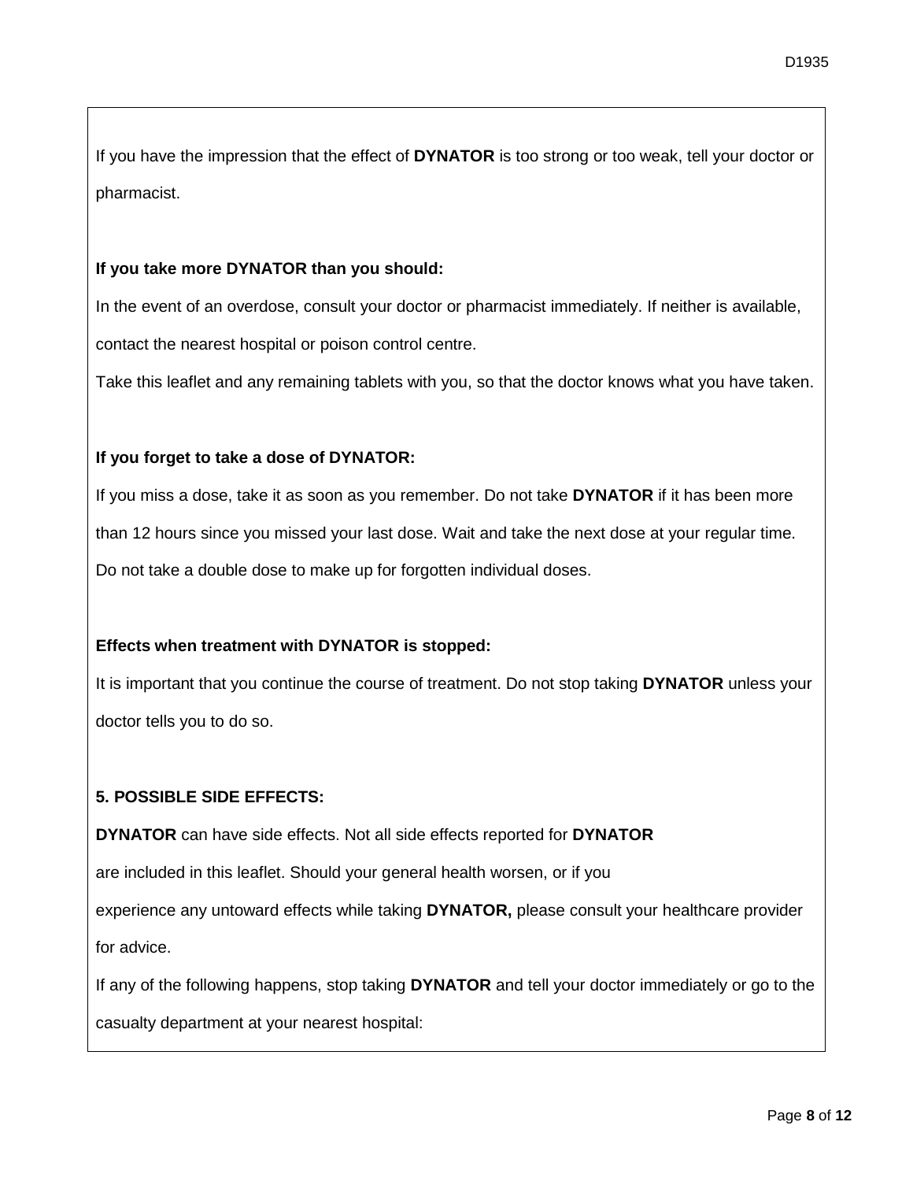If you have the impression that the effect of **DYNATOR** is too strong or too weak, tell your doctor or pharmacist.

**If you take more DYNATOR than you should:**

In the event of an overdose, consult your doctor or pharmacist immediately. If neither is available, contact the nearest hospital or poison control centre.

Take this leaflet and any remaining tablets with you, so that the doctor knows what you have taken.

**If you forget to take a dose of DYNATOR:**

If you miss a dose, take it as soon as you remember. Do not take **DYNATOR** if it has been more than 12 hours since you missed your last dose. Wait and take the next dose at your regular time. Do not take a double dose to make up for forgotten individual doses.

**Effects when treatment with DYNATOR is stopped:**

It is important that you continue the course of treatment. Do not stop taking **DYNATOR** unless your doctor tells you to do so.

**5. POSSIBLE SIDE EFFECTS:**

**DYNATOR** can have side effects. Not all side effects reported for **DYNATOR** are included in this leaflet. Should your general health worsen, or if you experience any untoward effects while taking **DYNATOR,** please consult your healthcare provider for advice.

If any of the following happens, stop taking **DYNATOR** and tell your doctor immediately or go to the casualty department at your nearest hospital: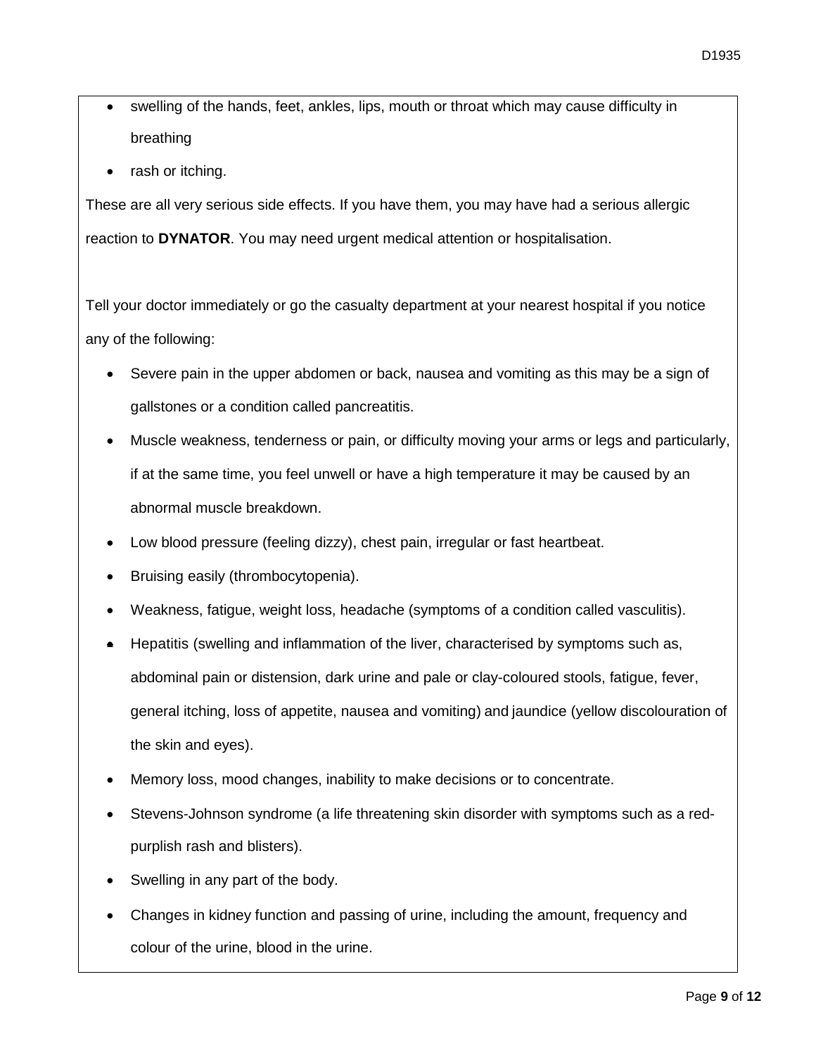- swelling of the hands, feet, ankles, lips, mouth or throat which may cause difficulty in breathing
- rash or itching.

These are all very serious side effects. If you have them, you may have had a serious allergic reaction to **DYNATOR**. You may need urgent medical attention or hospitalisation.

Tell your doctor immediately or go the casualty department at your nearest hospital if you notice any of the following:

- Severe pain in the upper abdomen or back, nausea and vomiting as this may be a sign of gallstones or a condition called pancreatitis.
- Muscle weakness, tenderness or pain, or difficulty moving your arms or legs and particularly, if at the same time, you feel unwell or have a high temperature it may be caused by an abnormal muscle breakdown.
- Low blood pressure (feeling dizzy), chest pain, irregular or fast heartbeat.
- Bruising easily (thrombocytopenia).
- Weakness, fatigue, weight loss, headache (symptoms of a condition called vasculitis).
- Hepatitis (swelling and inflammation of the liver, characterised by symptoms such as, abdominal pain or distension, dark urine and pale or clay-coloured stools, fatigue, fever, general itching, loss of appetite, nausea and vomiting) and jaundice (yellow discolouration of the skin and eyes).
- Memory loss, mood changes, inability to make decisions or to concentrate.
- Stevens-Johnson syndrome (a life threatening skin disorder with symptoms such as a red-purplish rash and blisters).
- Swelling in any part of the body.
- Changes in kidney function and passing of urine, including the amount, frequency and colour of the urine, blood in the urine.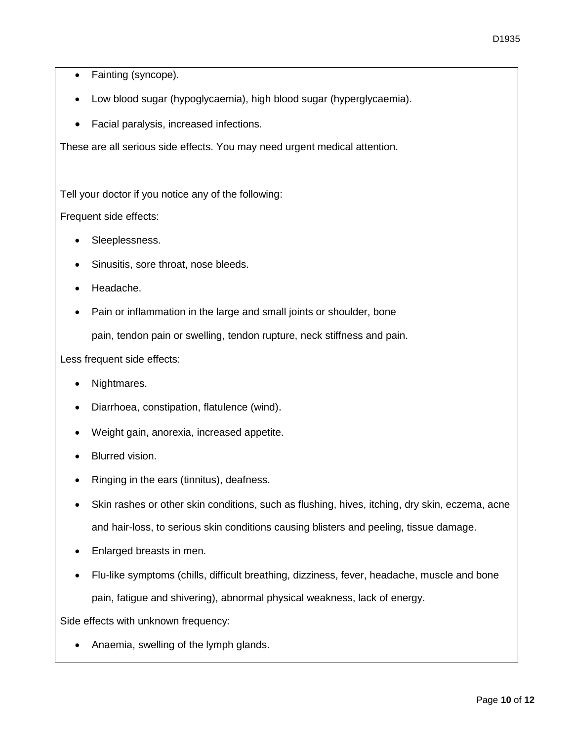- Fainting (syncope).
- Low blood sugar (hypoglycaemia), high blood sugar (hyperglycaemia).
- Facial paralysis, increased infections.

These are all serious side effects. You may need urgent medical attention.

Tell your doctor if you notice any of the following:

Frequent side effects:

- Sleeplessness.
- Sinusitis, sore throat, nose bleeds.
- Headache.
- Pain or inflammation in the large and small joints or shoulder, bone pain, tendon pain or swelling, tendon rupture, neck stiffness and pain.

Less frequent side effects:

- Nightmares.
- Diarrhoea, constipation, flatulence (wind).
- Weight gain, anorexia, increased appetite.
- Blurred vision.
- Ringing in the ears (tinnitus), deafness.
- Skin rashes or other skin conditions, such as flushing, hives, itching, dry skin, eczema, acne and hair-loss, to serious skin conditions causing blisters and peeling, tissue damage.
- Enlarged breasts in men.
- Flu-like symptoms (chills, difficult breathing, dizziness, fever, headache, muscle and bone pain, fatigue and shivering), abnormal physical weakness, lack of energy.

Side effects with unknown frequency:

- Anaemia, swelling of the lymph glands.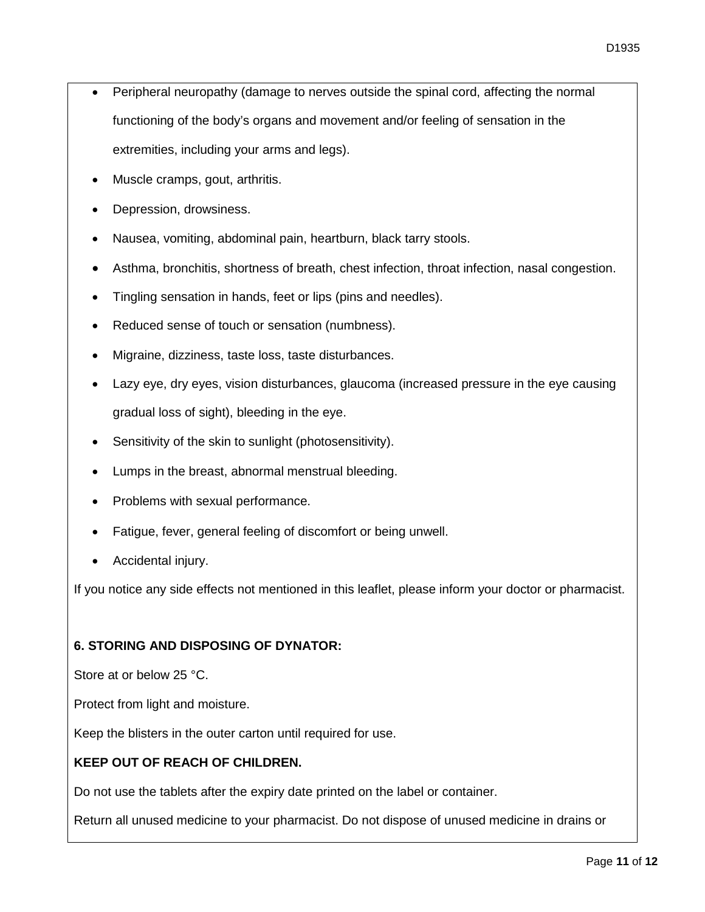- Peripheral neuropathy (damage to nerves outside the spinal cord, affecting the normal functioning of the body's organs and movement and/or feeling of sensation in the extremities, including your arms and legs).
- Muscle cramps, gout, arthritis.
- Depression, drowsiness.
- Nausea, vomiting, abdominal pain, heartburn, black tarry stools.
- Asthma, bronchitis, shortness of breath, chest infection, throat infection, nasal congestion.
- Tingling sensation in hands, feet or lips (pins and needles).
- Reduced sense of touch or sensation (numbness).
- Migraine, dizziness, taste loss, taste disturbances.
- Lazy eye, dry eyes, vision disturbances, glaucoma (increased pressure in the eye causing gradual loss of sight), bleeding in the eye.
- Sensitivity of the skin to sunlight (photosensitivity).
- Lumps in the breast, abnormal menstrual bleeding.
- Problems with sexual performance.
- Fatigue, fever, general feeling of discomfort or being unwell.
- Accidental injury.

If you notice any side effects not mentioned in this leaflet, please inform your doctor or pharmacist.

**6. STORING AND DISPOSING OF DYNATOR:**

Store at or below 25 °C.

Protect from light and moisture.

Keep the blisters in the outer carton until required for use.

**KEEP OUT OF REACH OF CHILDREN.**

Do not use the tablets after the expiry date printed on the label or container.

Return all unused medicine to your pharmacist. Do not dispose of unused medicine in drains or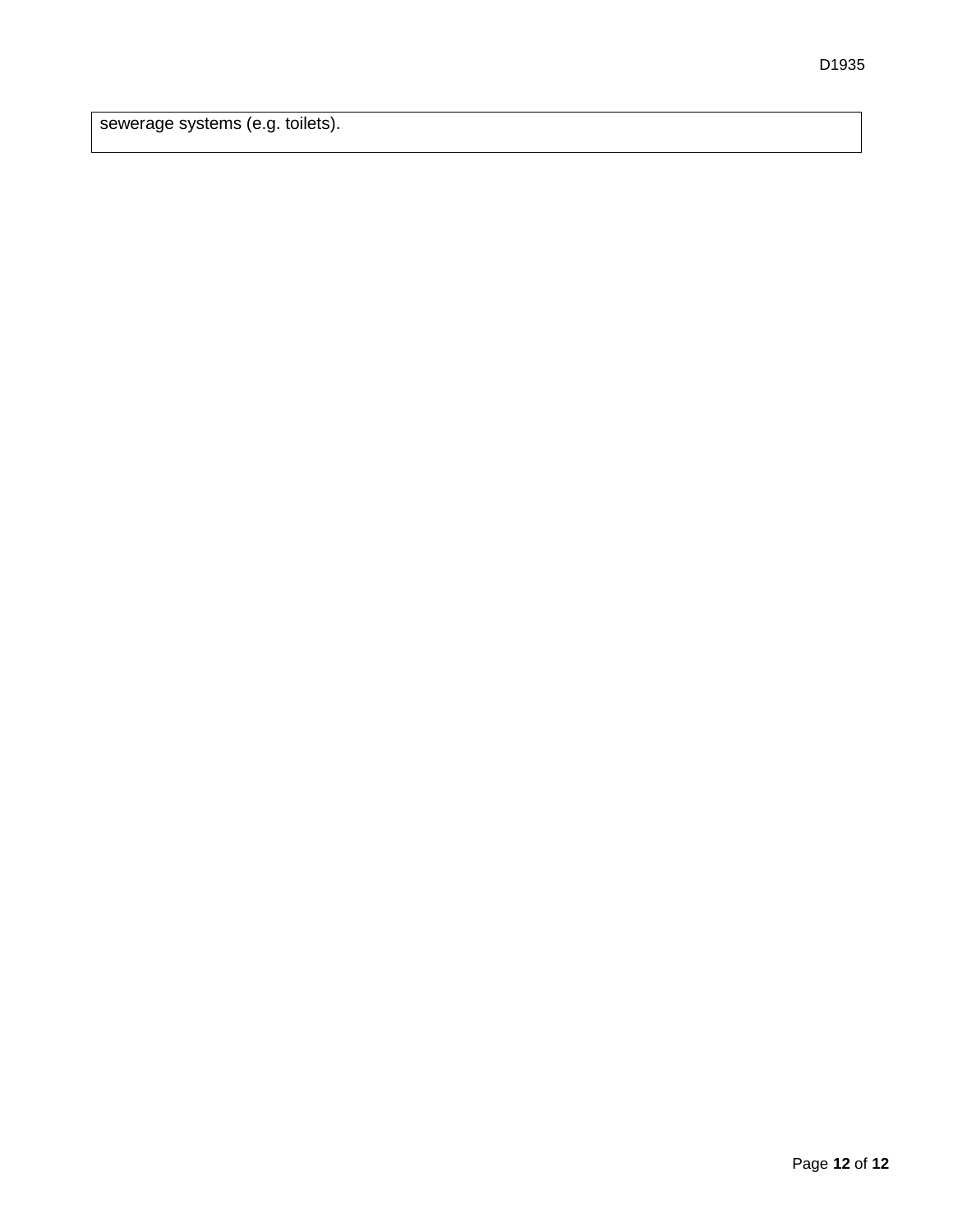| |
|---|
| sewerage systems (e.g. toilets). |